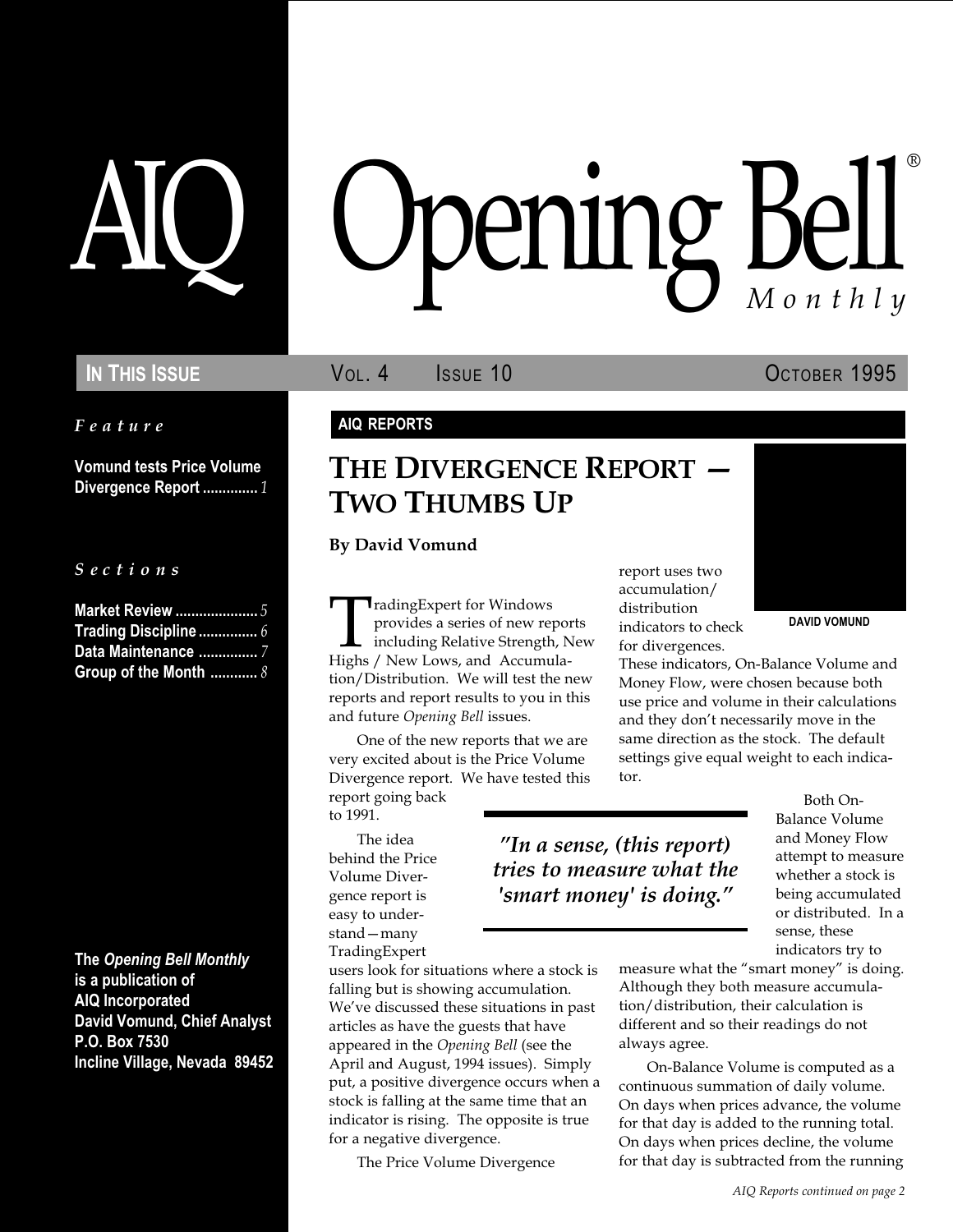# AIQ Opening Bell® Monthly

**IN THIS ISSUE** VOL. 4 ISSUE 10 OCTOBER 1995

*Feature*

**Vomund tests Price Volume Divergence Report** ............. *1*

*Sections*

**Market Review** ..................... *5*
**Trading Discipline** ............... *6*
**Data Maintenance** ............... *7*
**Group of the Month** ............ *8*

**The *Opening Bell Monthly* is a publication of AIQ Incorporated David Vomund, Chief Analyst P.O. Box 7530 Incline Village, Nevada 89452**

**AIQ REPORTS**

## THE DIVERGENCE REPORT — TWO THUMBS UP

**By David Vomund**

DAVID VOMUND

TradingExpert for Windows provides a series of new reports including Relative Strength, New Highs / New Lows, and Accumulation/Distribution. We will test the new reports and report results to you in this and future *Opening Bell* issues.

One of the new reports that we are very excited about is the Price Volume Divergence report. We have tested this report going back to 1991.

The idea behind the Price Volume Divergence report is easy to understand—many TradingExpert users look for situations where a stock is falling but is showing accumulation. We've discussed these situations in past articles as have the guests that have appeared in the *Opening Bell* (see the April and August, 1994 issues). Simply put, a positive divergence occurs when a stock is falling at the same time that an indicator is rising. The opposite is true for a negative divergence.

The Price Volume Divergence report uses two accumulation/distribution indicators to check for divergences. These indicators, On-Balance Volume and Money Flow, were chosen because both use price and volume in their calculations and they don't necessarily move in the same direction as the stock. The default settings give equal weight to each indicator.

> *"In a sense, (this report) tries to measure what the 'smart money' is doing."*

Both On-Balance Volume and Money Flow attempt to measure whether a stock is being accumulated or distributed. In a sense, these indicators try to measure what the "smart money" is doing. Although they both measure accumulation/distribution, their calculation is different and so their readings do not always agree.

On-Balance Volume is computed as a continuous summation of daily volume. On days when prices advance, the volume for that day is added to the running total. On days when prices decline, the volume for that day is subtracted from the running

*AIQ Reports continued on page 2*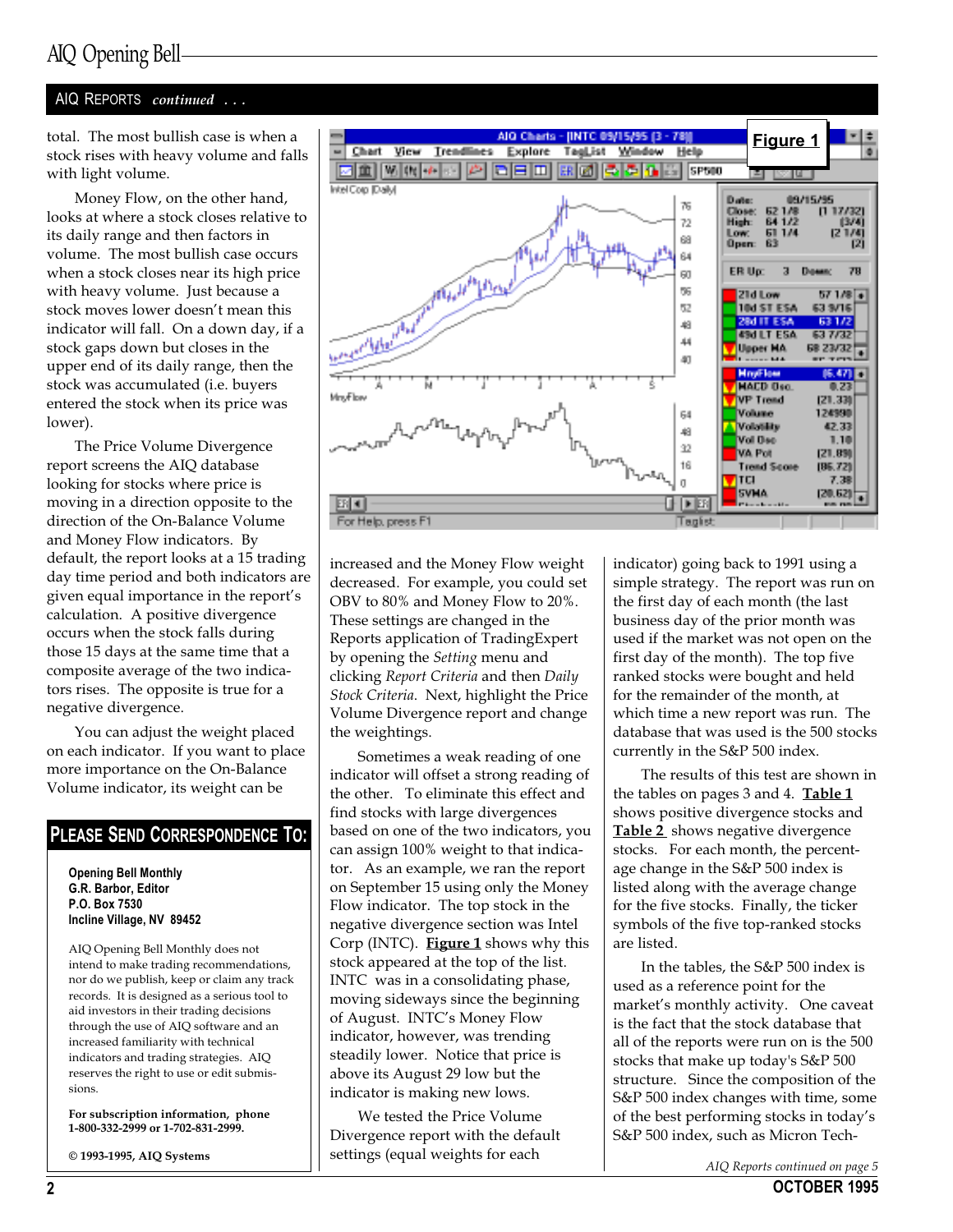## AIQ Reports *continued . . .*

total. The most bullish case is when a stock rises with heavy volume and falls with light volume.

Money Flow, on the other hand, looks at where a stock closes relative to its daily range and then factors in volume. The most bullish case occurs when a stock closes near its high price with heavy volume. Just because a stock moves lower doesn't mean this indicator will fall. On a down day, if a stock gaps down but closes in the upper end of its daily range, then the stock was accumulated (i.e. buyers entered the stock when its price was lower).

The Price Volume Divergence report screens the AIQ database looking for stocks where price is moving in a direction opposite to the direction of the On-Balance Volume and Money Flow indicators. By default, the report looks at a 15 trading day time period and both indicators are given equal importance in the report's calculation. A positive divergence occurs when the stock falls during those 15 days at the same time that a composite average of the two indicators rises. The opposite is true for a negative divergence.

You can adjust the weight placed on each indicator. If you want to place more importance on the On-Balance Volume indicator, its weight can be increased and the Money Flow weight decreased. For example, you could set OBV to 80% and Money Flow to 20%. These settings are changed in the Reports application of TradingExpert by opening the *Setting* menu and clicking *Report Criteria* and then *Daily Stock Criteria*. Next, highlight the Price Volume Divergence report and change the weightings.

Sometimes a weak reading of one indicator will offset a strong reading of the other. To eliminate this effect and find stocks with large divergences based on one of the two indicators, you can assign 100% weight to that indicator. As an example, we ran the report on September 15 using only the Money Flow indicator. The top stock in the negative divergence section was Intel Corp (INTC). **Figure 1** shows why this stock appeared at the top of the list. INTC was in a consolidating phase, moving sideways since the beginning of August. INTC's Money Flow indicator, however, was trending steadily lower. Notice that price is above its August 29 low but the indicator is making new lows.

**Figure 1**

We tested the Price Volume Divergence report with the default settings (equal weights for each indicator) going back to 1991 using a simple strategy. The report was run on the first day of each month (the last business day of the prior month was used if the market was not open on the first day of the month). The top five ranked stocks were bought and held for the remainder of the month, at which time a new report was run. The database that was used is the 500 stocks currently in the S&P 500 index.

The results of this test are shown in the tables on pages 3 and 4. **Table 1** shows positive divergence stocks and **Table 2** shows negative divergence stocks. For each month, the percentage change in the S&P 500 index is listed along with the average change for the five stocks. Finally, the ticker symbols of the five top-ranked stocks are listed.

In the tables, the S&P 500 index is used as a reference point for the market's monthly activity. One caveat is the fact that the stock database that all of the reports were run on is the 500 stocks that make up today's S&P 500 structure. Since the composition of the S&P 500 index changes with time, some of the best performing stocks in today's S&P 500 index, such as Micron Tech-

*AIQ Reports continued on page 5*

---

## Please Send Correspondence To:

**Opening Bell Monthly**
**G.R. Barbor, Editor**
**P.O. Box 7530**
**Incline Village, NV 89452**

AIQ Opening Bell Monthly does not intend to make trading recommendations, nor do we publish, keep or claim any track records. It is designed as a serious tool to aid investors in their trading decisions through the use of AIQ software and an increased familiarity with technical indicators and trading strategies. AIQ reserves the right to use or edit submissions.

**For subscription information, phone 1-800-332-2999 or 1-702-831-2999.**

**© 1993-1995, AIQ Systems**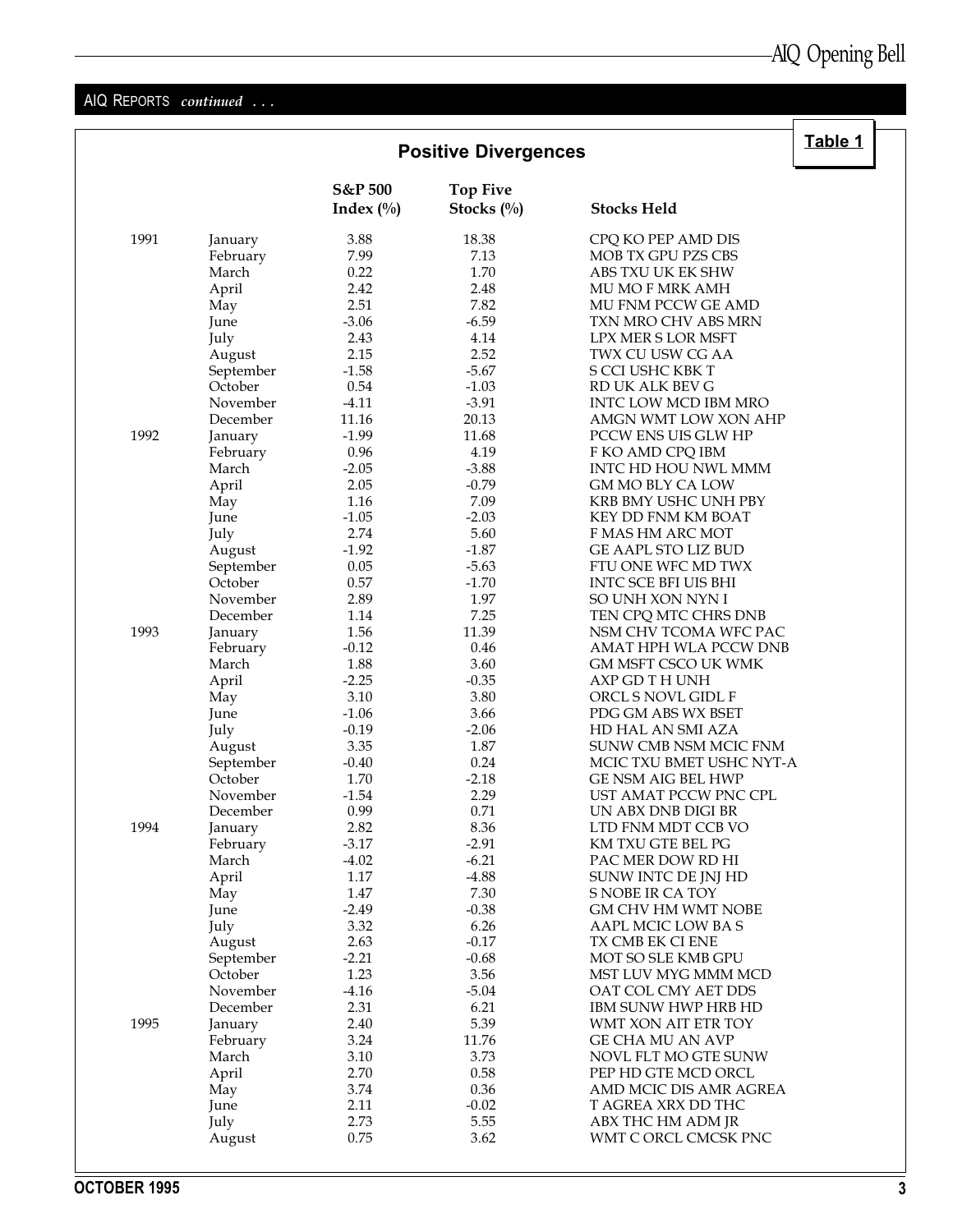AIQ REPORTS *continued . . .*

**Table 1**

## Positive Divergences

| | | S&P 500 Index (%) | Top Five Stocks (%) | Stocks Held |
|---|---|---|---|---|
| 1991 | January | 3.88 | 18.38 | CPQ KO PEP AMD DIS |
| | February | 7.99 | 7.13 | MOB TX GPU PZS CBS |
| | March | 0.22 | 1.70 | ABS TXU UK EK SHW |
| | April | 2.42 | 2.48 | MU MO F MRK AMH |
| | May | 2.51 | 7.82 | MU FNM PCCW GE AMD |
| | June | -3.06 | -6.59 | TXN MRO CHV ABS MRN |
| | July | 2.43 | 4.14 | LPX MER S LOR MSFT |
| | August | 2.15 | 2.52 | TWX CU USW CG AA |
| | September | -1.58 | -5.67 | S CCI USHC KBK T |
| | October | 0.54 | -1.03 | RD UK ALK BEV G |
| | November | -4.11 | -3.91 | INTC LOW MCD IBM MRO |
| | December | 11.16 | 20.13 | AMGN WMT LOW XON AHP |
| 1992 | January | -1.99 | 11.68 | PCCW ENS UIS GLW HP |
| | February | 0.96 | 4.19 | F KO AMD CPQ IBM |
| | March | -2.05 | -3.88 | INTC HD HOU NWL MMM |
| | April | 2.05 | -0.79 | GM MO BLY CA LOW |
| | May | 1.16 | 7.09 | KRB BMY USHC UNH PBY |
| | June | -1.05 | -2.03 | KEY DD FNM KM BOAT |
| | July | 2.74 | 5.60 | F MAS HM ARC MOT |
| | August | -1.92 | -1.87 | GE AAPL STO LIZ BUD |
| | September | 0.05 | -5.63 | FTU ONE WFC MD TWX |
| | October | 0.57 | -1.70 | INTC SCE BFI UIS BHI |
| | November | 2.89 | 1.97 | SO UNH XON NYN I |
| | December | 1.14 | 7.25 | TEN CPQ MTC CHRS DNB |
| 1993 | January | 1.56 | 11.39 | NSM CHV TCOMA WFC PAC |
| | February | -0.12 | 0.46 | AMAT HPH WLA PCCW DNB |
| | March | 1.88 | 3.60 | GM MSFT CSCO UK WMK |
| | April | -2.25 | -0.35 | AXP GD T H UNH |
| | May | 3.10 | 3.80 | ORCL S NOVL GIDL F |
| | June | -1.06 | 3.66 | PDG GM ABS WX BSET |
| | July | -0.19 | -2.06 | HD HAL AN SMI AZA |
| | August | 3.35 | 1.87 | SUNW CMB NSM MCIC FNM |
| | September | -0.40 | 0.24 | MCIC TXU BMET USHC NYT-A |
| | October | 1.70 | -2.18 | GE NSM AIG BEL HWP |
| | November | -1.54 | 2.29 | UST AMAT PCCW PNC CPL |
| | December | 0.99 | 0.71 | UN ABX DNB DIGI BR |
| 1994 | January | 2.82 | 8.36 | LTD FNM MDT CCB VO |
| | February | -3.17 | -2.91 | KM TXU GTE BEL PG |
| | March | -4.02 | -6.21 | PAC MER DOW RD HI |
| | April | 1.17 | -4.88 | SUNW INTC DE JNJ HD |
| | May | 1.47 | 7.30 | S NOBE IR CA TOY |
| | June | -2.49 | -0.38 | GM CHV HM WMT NOBE |
| | July | 3.32 | 6.26 | AAPL MCIC LOW BA S |
| | August | 2.63 | -0.17 | TX CMB EK CI ENE |
| | September | -2.21 | -0.68 | MOT SO SLE KMB GPU |
| | October | 1.23 | 3.56 | MST LUV MYG MMM MCD |
| | November | -4.16 | -5.04 | OAT COL CMY AET DDS |
| | December | 2.31 | 6.21 | IBM SUNW HWP HRB HD |
| 1995 | January | 2.40 | 5.39 | WMT XON AIT ETR TOY |
| | February | 3.24 | 11.76 | GE CHA MU AN AVP |
| | March | 3.10 | 3.73 | NOVL FLT MO GTE SUNW |
| | April | 2.70 | 0.58 | PEP HD GTE MCD ORCL |
| | May | 3.74 | 0.36 | AMD MCIC DIS AMR AGREA |
| | June | 2.11 | -0.02 | T AGREA XRX DD THC |
| | July | 2.73 | 5.55 | ABX THC HM ADM JR |
| | August | 0.75 | 3.62 | WMT C ORCL CMCSK PNC |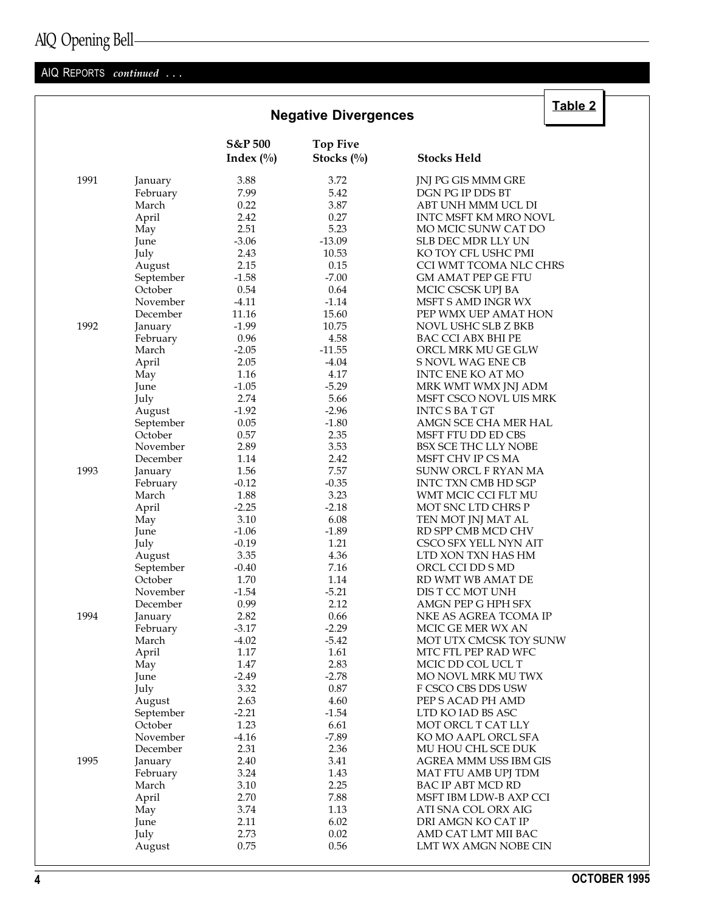AIQ REPORTS *continued . . .*

## Negative Divergences

**Table 2**

| | | S&P 500 Index (%) | Top Five Stocks (%) | Stocks Held |
|---|---|---|---|---|
| 1991 | January | 3.88 | 3.72 | JNJ PG GIS MMM GRE |
| | February | 7.99 | 5.42 | DGN PG IP DDS BT |
| | March | 0.22 | 3.87 | ABT UNH MMM UCL DI |
| | April | 2.42 | 0.27 | INTC MSFT KM MRO NOVL |
| | May | 2.51 | 5.23 | MO MCIC SUNW CAT DO |
| | June | -3.06 | -13.09 | SLB DEC MDR LLY UN |
| | July | 2.43 | 10.53 | KO TOY CFL USHC PMI |
| | August | 2.15 | 0.15 | CCI WMT TCOMA NLC CHRS |
| | September | -1.58 | -7.00 | GM AMAT PEP GE FTU |
| | October | 0.54 | 0.64 | MCIC CSCSK UPJ BA |
| | November | -4.11 | -1.14 | MSFT S AMD INGR WX |
| | December | 11.16 | 15.60 | PEP WMX UEP AMAT HON |
| 1992 | January | -1.99 | 10.75 | NOVL USHC SLB Z BKB |
| | February | 0.96 | 4.58 | BAC CCI ABX BHI PE |
| | March | -2.05 | -11.55 | ORCL MRK MU GE GLW |
| | April | 2.05 | -4.04 | S NOVL WAG ENE CB |
| | May | 1.16 | 4.17 | INTC ENE KO AT MO |
| | June | -1.05 | -5.29 | MRK WMT WMX JNJ ADM |
| | July | 2.74 | 5.66 | MSFT CSCO NOVL UIS MRK |
| | August | -1.92 | -2.96 | INTC S BA T GT |
| | September | 0.05 | -1.80 | AMGN SCE CHA MER HAL |
| | October | 0.57 | 2.35 | MSFT FTU DD ED CBS |
| | November | 2.89 | 3.53 | BSX SCE THC LLY NOBE |
| | December | 1.14 | 2.42 | MSFT CHV IP CS MA |
| 1993 | January | 1.56 | 7.57 | SUNW ORCL F RYAN MA |
| | February | -0.12 | -0.35 | INTC TXN CMB HD SGP |
| | March | 1.88 | 3.23 | WMT MCIC CCI FLT MU |
| | April | -2.25 | -2.18 | MOT SNC LTD CHRS P |
| | May | 3.10 | 6.08 | TEN MOT JNJ MAT AL |
| | June | -1.06 | -1.89 | RD SPP CMB MCD CHV |
| | July | -0.19 | 1.21 | CSCO SFX YELL NYN AIT |
| | August | 3.35 | 4.36 | LTD XON TXN HAS HM |
| | September | -0.40 | 7.16 | ORCL CCI DD S MD |
| | October | 1.70 | 1.14 | RD WMT WB AMAT DE |
| | November | -1.54 | -5.21 | DIS T CC MOT UNH |
| | December | 0.99 | 2.12 | AMGN PEP G HPH SFX |
| 1994 | January | 2.82 | 0.66 | NKE AS AGREA TCOMA IP |
| | February | -3.17 | -2.29 | MCIC GE MER WX AN |
| | March | -4.02 | -5.42 | MOT UTX CMCSK TOY SUNW |
| | April | 1.17 | 1.61 | MTC FTL PEP RAD WFC |
| | May | 1.47 | 2.83 | MCIC DD COL UCL T |
| | June | -2.49 | -2.78 | MO NOVL MRK MU TWX |
| | July | 3.32 | 0.87 | F CSCO CBS DDS USW |
| | August | 2.63 | 4.60 | PEP S ACAD PH AMD |
| | September | -2.21 | -1.54 | LTD KO IAD BS ASC |
| | October | 1.23 | 6.61 | MOT ORCL T CAT LLY |
| | November | -4.16 | -7.89 | KO MO AAPL ORCL SFA |
| | December | 2.31 | 2.36 | MU HOU CHL SCE DUK |
| 1995 | January | 2.40 | 3.41 | AGREA MMM USS IBM GIS |
| | February | 3.24 | 1.43 | MAT FTU AMB UPJ TDM |
| | March | 3.10 | 2.25 | BAC IP ABT MCD RD |
| | April | 2.70 | 7.88 | MSFT IBM LDW-B AXP CCI |
| | May | 3.74 | 1.13 | ATI SNA COL ORX AIG |
| | June | 2.11 | 6.02 | DRI AMGN KO CAT IP |
| | July | 2.73 | 0.02 | AMD CAT LMT MII BAC |
| | August | 0.75 | 0.56 | LMT WX AMGN NOBE CIN |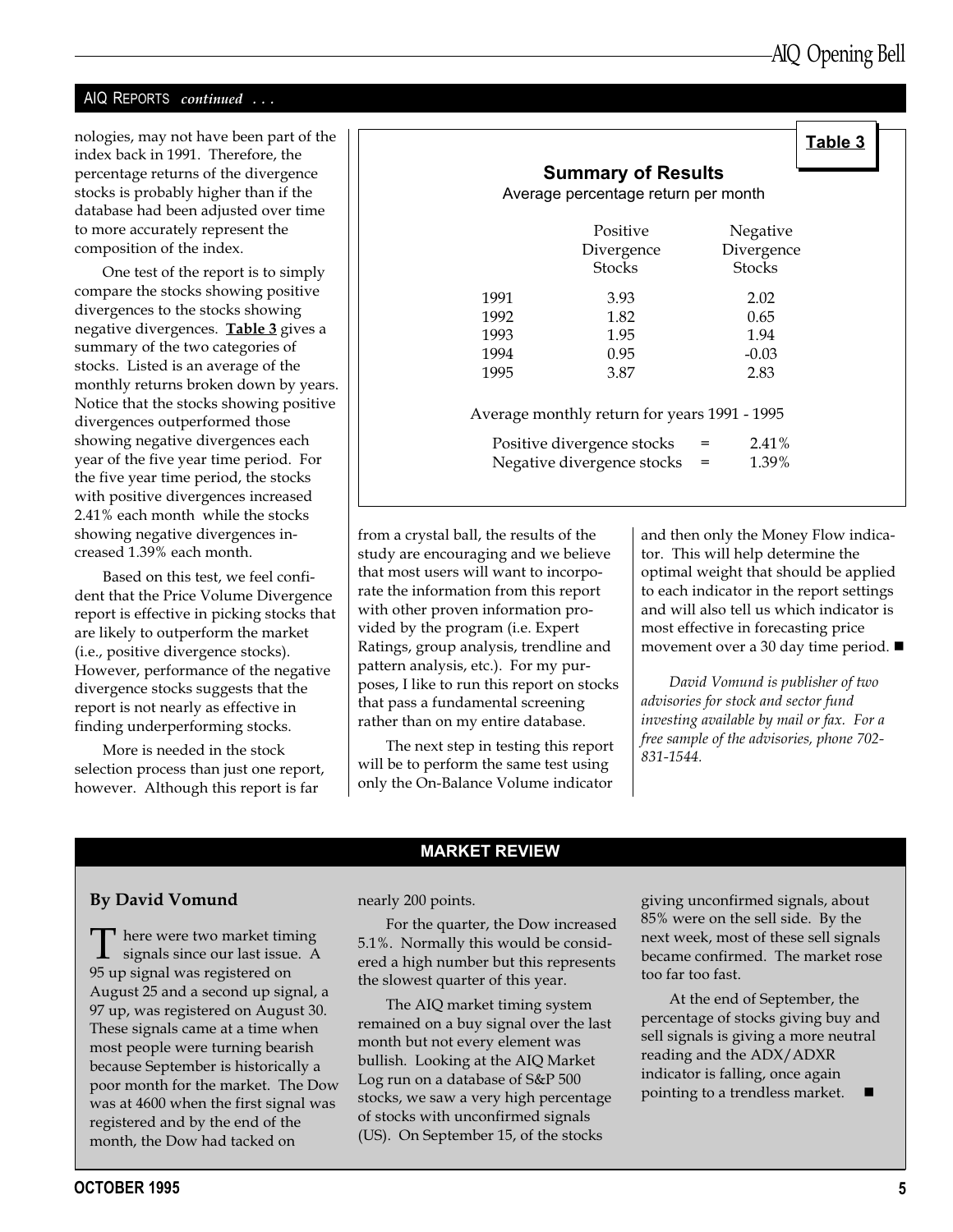AIQ REPORTS *continued . . .*

nologies, may not have been part of the index back in 1991. Therefore, the percentage returns of the divergence stocks is probably higher than if the database had been adjusted over time to more accurately represent the composition of the index.

One test of the report is to simply compare the stocks showing positive divergences to the stocks showing negative divergences. **Table 3** gives a summary of the two categories of stocks. Listed is an average of the monthly returns broken down by years. Notice that the stocks showing positive divergences outperformed those showing negative divergences each year of the five year time period. For the five year time period, the stocks with positive divergences increased 2.41% each month while the stocks showing negative divergences increased 1.39% each month.

**Table 3**

**Summary of Results**

Average percentage return per month

| | Positive Divergence Stocks | Negative Divergence Stocks |
|---|---|---|
| 1991 | 3.93 | 2.02 |
| 1992 | 1.82 | 0.65 |
| 1993 | 1.95 | 1.94 |
| 1994 | 0.95 | -0.03 |
| 1995 | 3.87 | 2.83 |

Average monthly return for years 1991 - 1995

| | | |
|---|---|---|
| Positive divergence stocks | = | 2.41% |
| Negative divergence stocks | = | 1.39% |

Based on this test, we feel confident that the Price Volume Divergence report is effective in picking stocks that are likely to outperform the market (i.e., positive divergence stocks). However, performance of the negative divergence stocks suggests that the report is not nearly as effective in finding underperforming stocks.

More is needed in the stock selection process than just one report, however. Although this report is far from a crystal ball, the results of the study are encouraging and we believe that most users will want to incorporate the information from this report with other proven information provided by the program (i.e. Expert Ratings, group analysis, trendline and pattern analysis, etc.). For my purposes, I like to run this report on stocks that pass a fundamental screening rather than on my entire database.

The next step in testing this report will be to perform the same test using only the On-Balance Volume indicator and then only the Money Flow indicator. This will help determine the optimal weight that should be applied to each indicator in the report settings and will also tell us which indicator is most effective in forecasting price movement over a 30 day time period. ■

*David Vomund is publisher of two advisories for stock and sector fund investing available by mail or fax. For a free sample of the advisories, phone 702-831-1544.*

## MARKET REVIEW

**By David Vomund**

There were two market timing signals since our last issue. A 95 up signal was registered on August 25 and a second up signal, a 97 up, was registered on August 30. These signals came at a time when most people were turning bearish because September is historically a poor month for the market. The Dow was at 4600 when the first signal was registered and by the end of the month, the Dow had tacked on nearly 200 points.

For the quarter, the Dow increased 5.1%. Normally this would be considered a high number but this represents the slowest quarter of this year.

The AIQ market timing system remained on a buy signal over the last month but not every element was bullish. Looking at the AIQ Market Log run on a database of S&P 500 stocks, we saw a very high percentage of stocks with unconfirmed signals (US). On September 15, of the stocks giving unconfirmed signals, about 85% were on the sell side. By the next week, most of these sell signals became confirmed. The market rose too far too fast.

At the end of September, the percentage of stocks giving buy and sell signals is giving a more neutral reading and the ADX/ADXR indicator is falling, once again pointing to a trendless market. ■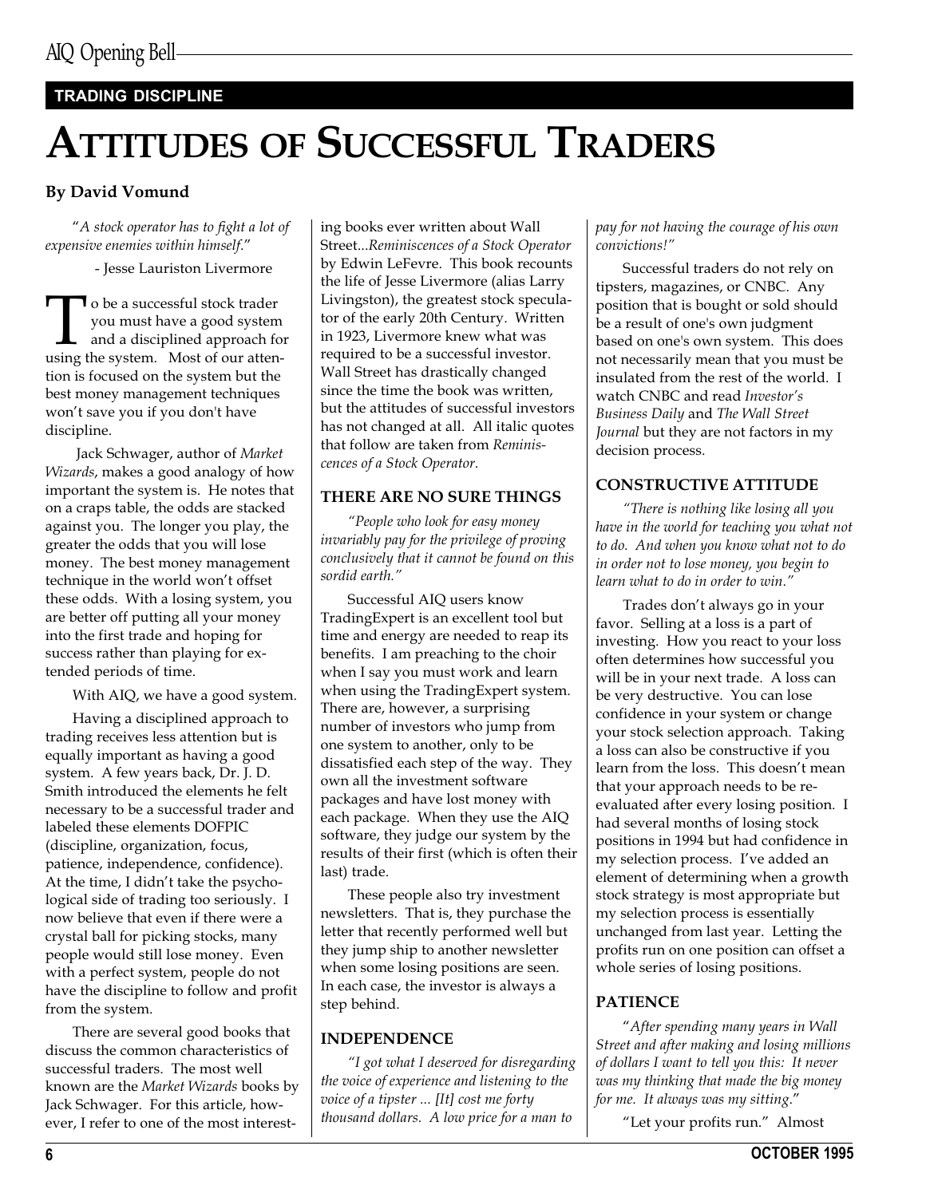**TRADING DISCIPLINE**

# ATTITUDES OF SUCCESSFUL TRADERS

**By David Vomund**

"*A stock operator has to fight a lot of expensive enemies within himself*."

- Jesse Lauriston Livermore

To be a successful stock trader you must have a good system and a disciplined approach for using the system. Most of our attention is focused on the system but the best money management techniques won't save you if you don't have discipline.

Jack Schwager, author of *Market Wizards*, makes a good analogy of how important the system is. He notes that on a craps table, the odds are stacked against you. The longer you play, the greater the odds that you will lose money. The best money management technique in the world won't offset these odds. With a losing system, you are better off putting all your money into the first trade and hoping for success rather than playing for extended periods of time.

With AIQ, we have a good system.

Having a disciplined approach to trading receives less attention but is equally important as having a good system. A few years back, Dr. J. D. Smith introduced the elements he felt necessary to be a successful trader and labeled these elements DOFPIC (discipline, organization, focus, patience, independence, confidence). At the time, I didn't take the psychological side of trading too seriously. I now believe that even if there were a crystal ball for picking stocks, many people would still lose money. Even with a perfect system, people do not have the discipline to follow and profit from the system.

There are several good books that discuss the common characteristics of successful traders. The most well known are the *Market Wizards* books by Jack Schwager. For this article, however, I refer to one of the most interesting books ever written about Wall Street...*Reminiscences of a Stock Operator* by Edwin LeFevre. This book recounts the life of Jesse Livermore (alias Larry Livingston), the greatest stock speculator of the early 20th Century. Written in 1923, Livermore knew what was required to be a successful investor. Wall Street has drastically changed since the time the book was written, but the attitudes of successful investors has not changed at all. All italic quotes that follow are taken from *Reminiscences of a Stock Operator*.

### THERE ARE NO SURE THINGS

*"People who look for easy money invariably pay for the privilege of proving conclusively that it cannot be found on this sordid earth."*

Successful AIQ users know TradingExpert is an excellent tool but time and energy are needed to reap its benefits. I am preaching to the choir when I say you must work and learn when using the TradingExpert system. There are, however, a surprising number of investors who jump from one system to another, only to be dissatisfied each step of the way. They own all the investment software packages and have lost money with each package. When they use the AIQ software, they judge our system by the results of their first (which is often their last) trade.

These people also try investment newsletters. That is, they purchase the letter that recently performed well but they jump ship to another newsletter when some losing positions are seen. In each case, the investor is always a step behind.

### INDEPENDENCE

*"I got what I deserved for disregarding the voice of experience and listening to the voice of a tipster ... [It] cost me forty thousand dollars. A low price for a man to pay for not having the courage of his own convictions!"*

Successful traders do not rely on tipsters, magazines, or CNBC. Any position that is bought or sold should be a result of one's own judgment based on one's own system. This does not necessarily mean that you must be insulated from the rest of the world. I watch CNBC and read *Investor's Business Daily* and *The Wall Street Journal* but they are not factors in my decision process.

### CONSTRUCTIVE ATTITUDE

*"There is nothing like losing all you have in the world for teaching you what not to do. And when you know what not to do in order not to lose money, you begin to learn what to do in order to win."*

Trades don't always go in your favor. Selling at a loss is a part of investing. How you react to your loss often determines how successful you will be in your next trade. A loss can be very destructive. You can lose confidence in your system or change your stock selection approach. Taking a loss can also be constructive if you learn from the loss. This doesn't mean that your approach needs to be re-evaluated after every losing position. I had several months of losing stock positions in 1994 but had confidence in my selection process. I've added an element of determining when a growth stock strategy is most appropriate but my selection process is essentially unchanged from last year. Letting the profits run on one position can offset a whole series of losing positions.

### PATIENCE

"*After spending many years in Wall Street and after making and losing millions of dollars I want to tell you this: It never was my thinking that made the big money for me. It always was my sitting*."

"Let your profits run." Almost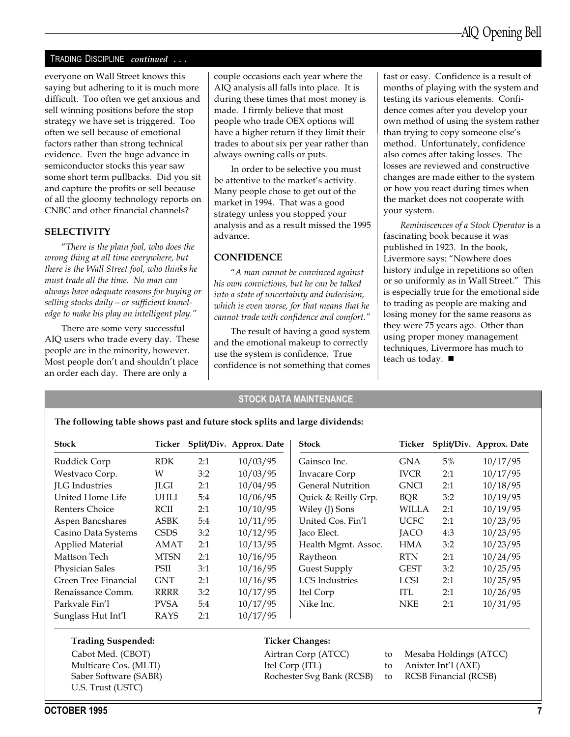TRADING DISCIPLINE *continued . . .*

everyone on Wall Street knows this saying but adhering to it is much more difficult. Too often we get anxious and sell winning positions before the stop strategy we have set is triggered. Too often we sell because of emotional factors rather than strong technical evidence. Even the huge advance in semiconductor stocks this year saw some short term pullbacks. Did you sit and capture the profits or sell because of all the gloomy technology reports on CNBC and other financial channels?

### SELECTIVITY

"*There is the plain fool, who does the wrong thing at all time everywhere, but there is the Wall Street fool, who thinks he must trade all the time. No man can always have adequate reasons for buying or selling stocks daily—or sufficient knowledge to make his play an intelligent play.*"

There are some very successful AIQ users who trade every day. These people are in the minority, however. Most people don't and shouldn't place an order each day. There are only a couple occasions each year where the AIQ analysis all falls into place. It is during these times that most money is made. I firmly believe that most people who trade OEX options will have a higher return if they limit their trades to about six per year rather than always owning calls or puts.

In order to be selective you must be attentive to the market's activity. Many people chose to get out of the market in 1994. That was a good strategy unless you stopped your analysis and as a result missed the 1995 advance.

### CONFIDENCE

"*A man cannot be convinced against his own convictions, but he can be talked into a state of uncertainty and indecision, which is even worse, for that means that he cannot trade with confidence and comfort.*"

The result of having a good system and the emotional makeup to correctly use the system is confidence. True confidence is not something that comes fast or easy. Confidence is a result of months of playing with the system and testing its various elements. Confidence comes after you develop your own method of using the system rather than trying to copy someone else's method. Unfortunately, confidence also comes after taking losses. The losses are reviewed and constructive changes are made either to the system or how you react during times when the market does not cooperate with your system.

*Reminiscences of a Stock Operator* is a fascinating book because it was published in 1923. In the book, Livermore says: "Nowhere does history indulge in repetitions so often or so uniformly as in Wall Street." This is especially true for the emotional side to trading as people are making and losing money for the same reasons as they were 75 years ago. Other than using proper money management techniques, Livermore has much to teach us today. ■

## STOCK DATA MAINTENANCE

**The following table shows past and future stock splits and large dividends:**

| Stock | Ticker | Split/Div. | Approx. Date |
|---|---|---|---|
| Ruddick Corp | RDK | 2:1 | 10/03/95 |
| Westvaco Corp. | W | 3:2 | 10/03/95 |
| JLG Industries | JLGI | 2:1 | 10/04/95 |
| United Home Life | UHLI | 5:4 | 10/06/95 |
| Renters Choice | RCII | 2:1 | 10/10/95 |
| Aspen Bancshares | ASBK | 5:4 | 10/11/95 |
| Casino Data Systems | CSDS | 3:2 | 10/12/95 |
| Applied Material | AMAT | 2:1 | 10/13/95 |
| Mattson Tech | MTSN | 2:1 | 10/16/95 |
| Physician Sales | PSII | 3:1 | 10/16/95 |
| Green Tree Financial | GNT | 2:1 | 10/16/95 |
| Renaissance Comm. | RRRR | 3:2 | 10/17/95 |
| Parkvale Fin'l | PVSA | 5:4 | 10/17/95 |
| Sunglass Hut Int'l | RAYS | 2:1 | 10/17/95 |
| Gainsco Inc. | GNA | 5% | 10/17/95 |
| Invacare Corp | IVCR | 2:1 | 10/17/95 |
| General Nutrition | GNCI | 2:1 | 10/18/95 |
| Quick & Reilly Grp. | BQR | 3:2 | 10/19/95 |
| Wiley (J) Sons | WILLA | 2:1 | 10/19/95 |
| United Cos. Fin'l | UCFC | 2:1 | 10/23/95 |
| Jaco Elect. | JACO | 4:3 | 10/23/95 |
| Health Mgmt. Assoc. | HMA | 3:2 | 10/23/95 |
| Raytheon | RTN | 2:1 | 10/24/95 |
| Guest Supply | GEST | 3:2 | 10/25/95 |
| LCS Industries | LCSI | 2:1 | 10/25/95 |
| Itel Corp | ITL | 2:1 | 10/26/95 |
| Nike Inc. | NKE | 2:1 | 10/31/95 |

**Trading Suspended:**

Cabot Med. (CBOT)
Multicare Cos. (MLTI)
Saber Software (SABR)
U.S. Trust (USTC)

**Ticker Changes:**

Airtran Corp (ATCC) to Mesaba Holdings (ATCC)
Itel Corp (ITL) to Anixter Int'l (AXE)
Rochester Svg Bank (RCSB) to RCSB Financial (RCSB)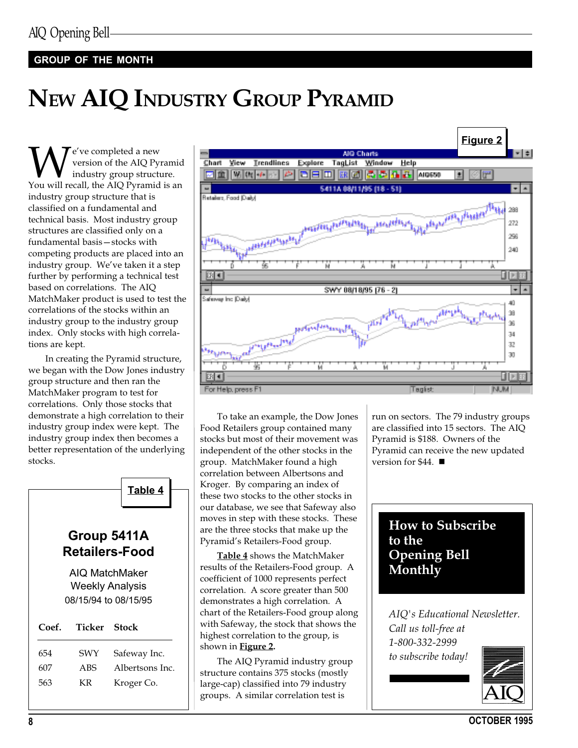## GROUP OF THE MONTH

# NEW AIQ INDUSTRY GROUP PYRAMID

We've completed a new version of the AIQ Pyramid industry group structure. You will recall, the AIQ Pyramid is an industry group structure that is classified on a fundamental and technical basis. Most industry group structures are classified only on a fundamental basis—stocks with competing products are placed into an industry group. We've taken it a step further by performing a technical test based on correlations. The AIQ MatchMaker product is used to test the correlations of the stocks within an industry group to the industry group index. Only stocks with high correlations are kept.

In creating the Pyramid structure, we began with the Dow Jones industry group structure and then ran the MatchMaker program to test for correlations. Only those stocks that demonstrate a high correlation to their industry group index were kept. The industry group index then becomes a better representation of the underlying stocks.

**Table 4**

**Group 5411A**
**Retailers-Food**

AIQ MatchMaker
Weekly Analysis
08/15/94 to 08/15/95

| Coef. | Ticker | Stock |
|---|---|---|
| 654 | SWY | Safeway Inc. |
| 607 | ABS | Albertsons Inc. |
| 563 | KR | Kroger Co. |

**Figure 2**

AIQ Charts
Chart View Trendlines Explore TagList Window Help
5411A 08/11/95 [18 - 51]
Retailers, Food (Daily)
288
272
256
240
D 95 F M A M J J A
SWY 08/18/95 [76 - 2]
Safeway Inc (Daily)
40
38
36
34
32
30
D 95 F M A M J J A
For Help, press F1 Taglist NUM

To take an example, the Dow Jones Food Retailers group contained many stocks but most of their movement was independent of the other stocks in the group. MatchMaker found a high correlation between Albertsons and Kroger. By comparing an index of these two stocks to the other stocks in our database, we see that Safeway also moves in step with these stocks. These are the three stocks that make up the Pyramid's Retailers-Food group.

**Table 4** shows the MatchMaker results of the Retailers-Food group. A coefficient of 1000 represents perfect correlation. A score greater than 500 demonstrates a high correlation. A chart of the Retailers-Food group along with Safeway, the stock that shows the highest correlation to the group, is shown in **Figure 2.**

The AIQ Pyramid industry group structure contains 375 stocks (mostly large-cap) classified into 79 industry groups. A similar correlation test is run on sectors. The 79 industry groups are classified into 15 sectors. The AIQ Pyramid is $188. Owners of the Pyramid can receive the new updated version for $44. ■

**How to Subscribe to the Opening Bell Monthly**

*AIQ's Educational Newsletter. Call us toll-free at 1-800-332-2999 to subscribe today!*

AIQ